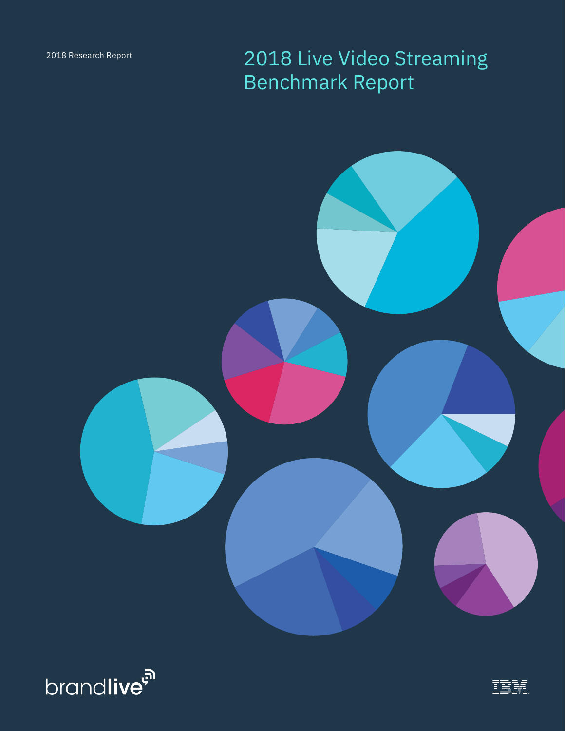2018 Research Report

# 2018 Live Video Streaming Benchmark Report

brandlive

IBM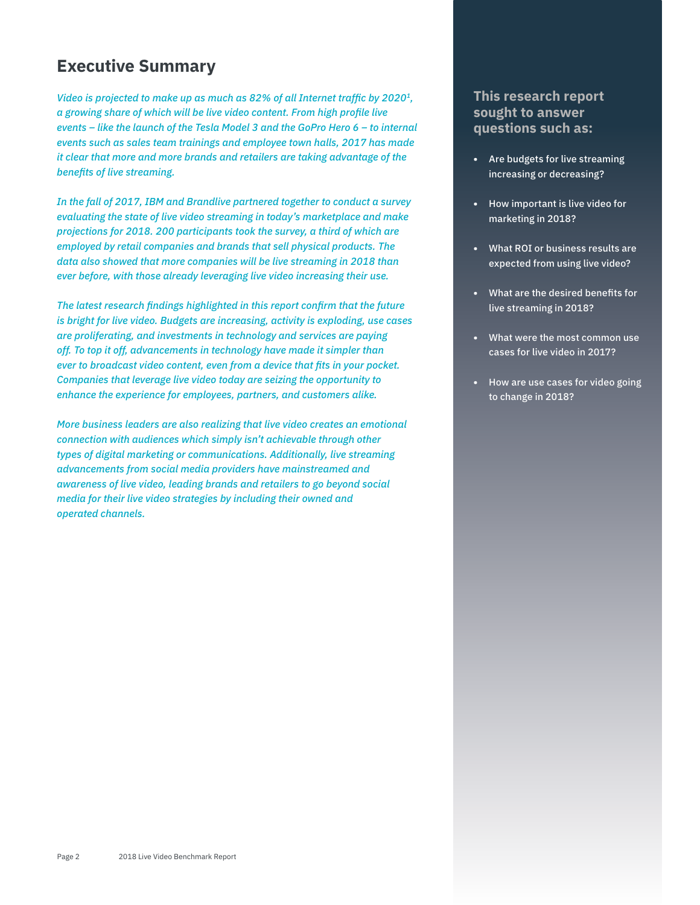## Executive Summary

*Video is projected to make up as much as 82% of all Internet traffic by 2020[1], a growing share of which will be live video content. From high profile live events – like the launch of the Tesla Model 3 and the GoPro Hero 6 – to internal events such as sales team trainings and employee town halls, 2017 has made it clear that more and more brands and retailers are taking advantage of the benefits of live streaming.*

*In the fall of 2017, IBM and Brandlive partnered together to conduct a survey evaluating the state of live video streaming in today's marketplace and make projections for 2018. 200 participants took the survey, a third of which are employed by retail companies and brands that sell physical products. The data also showed that more companies will be live streaming in 2018 than ever before, with those already leveraging live video increasing their use.*

*The latest research findings highlighted in this report confirm that the future is bright for live video. Budgets are increasing, activity is exploding, use cases are proliferating, and investments in technology and services are paying off. To top it off, advancements in technology have made it simpler than ever to broadcast video content, even from a device that fits in your pocket. Companies that leverage live video today are seizing the opportunity to enhance the experience for employees, partners, and customers alike.*

*More business leaders are also realizing that live video creates an emotional connection with audiences which simply isn't achievable through other types of digital marketing or communications. Additionally, live streaming advancements from social media providers have mainstreamed and awareness of live video, leading brands and retailers to go beyond social media for their live video strategies by including their owned and operated channels.*

### This research report sought to answer questions such as:

- Are budgets for live streaming increasing or decreasing?
- How important is live video for marketing in 2018?
- What ROI or business results are expected from using live video?
- What are the desired benefits for live streaming in 2018?
- What were the most common use cases for live video in 2017?
- How are use cases for video going to change in 2018?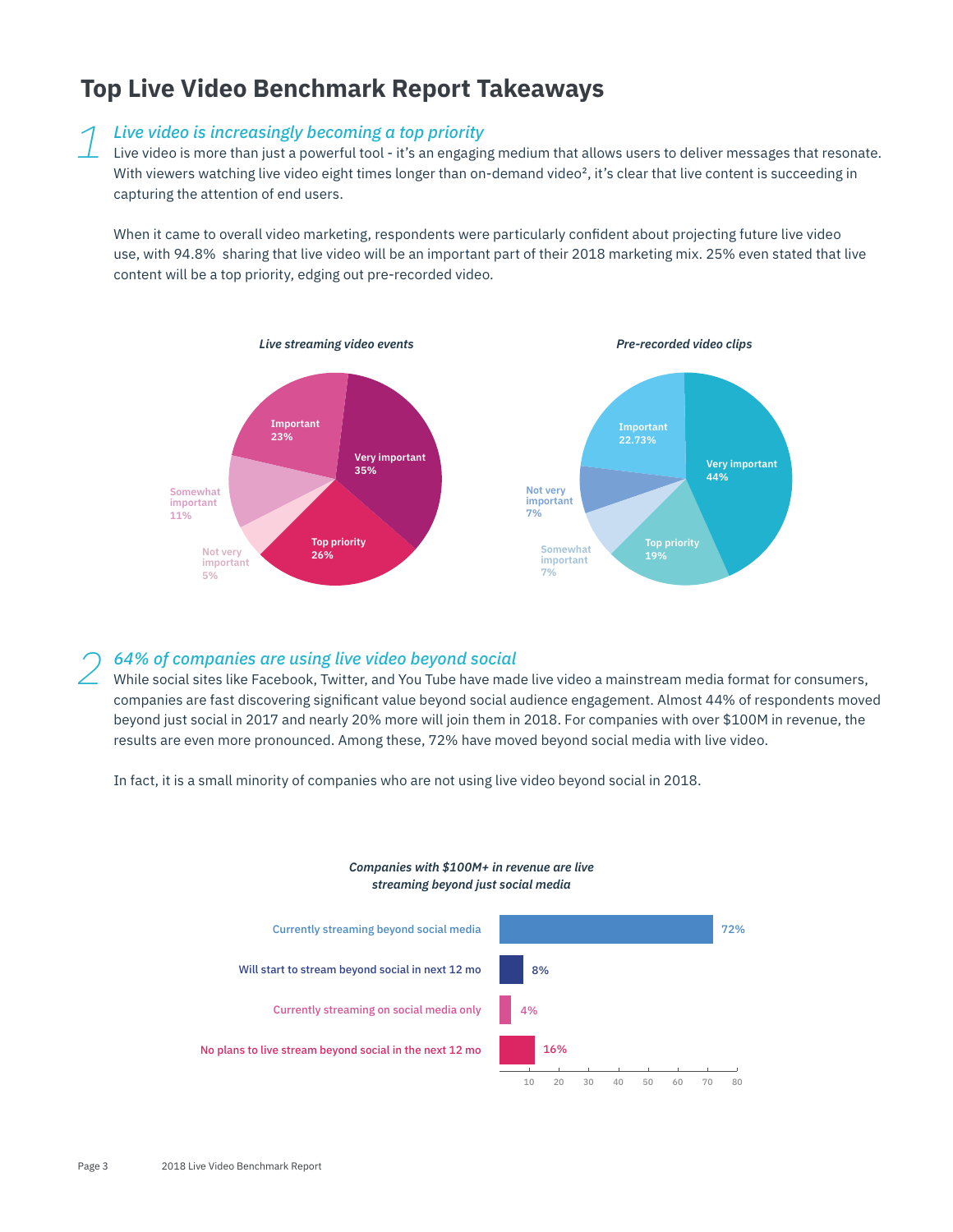# Top Live Video Benchmark Report Takeaways

## 1 *Live video is increasingly becoming a top priority*

Live video is more than just a powerful tool - it's an engaging medium that allows users to deliver messages that resonate. With viewers watching live video eight times longer than on-demand video[2], it's clear that live content is succeeding in capturing the attention of end users.

When it came to overall video marketing, respondents were particularly confident about projecting future live video use, with 94.8% sharing that live video will be an important part of their 2018 marketing mix. 25% even stated that live content will be a top priority, edging out pre-recorded video.

***Live streaming video events***

| Response | Share |
| --- | --- |
| Very important | 35% |
| Top priority | 26% |
| Important | 23% |
| Somewhat important | 11% |
| Not very important | 5% |

***Pre-recorded video clips***

| Response | Share |
| --- | --- |
| Very important | 44% |
| Important | 22.73% |
| Top priority | 19% |
| Not very important | 7% |
| Somewhat important | 7% |

## 2 *64% of companies are using live video beyond social*

While social sites like Facebook, Twitter, and You Tube have made live video a mainstream media format for consumers, companies are fast discovering significant value beyond social audience engagement. Almost 44% of respondents moved beyond just social in 2017 and nearly 20% more will join them in 2018. For companies with over $100M in revenue, the results are even more pronounced. Among these, 72% have moved beyond social media with live video.

In fact, it is a small minority of companies who are not using live video beyond social in 2018.

***Companies with $100M+ in revenue are live streaming beyond just social media***

| Response | Share |
| --- | --- |
| Currently streaming beyond social media | 72% |
| Will start to stream beyond social in next 12 mo | 8% |
| Currently streaming on social media only | 4% |
| No plans to live stream beyond social in the next 12 mo | 16% |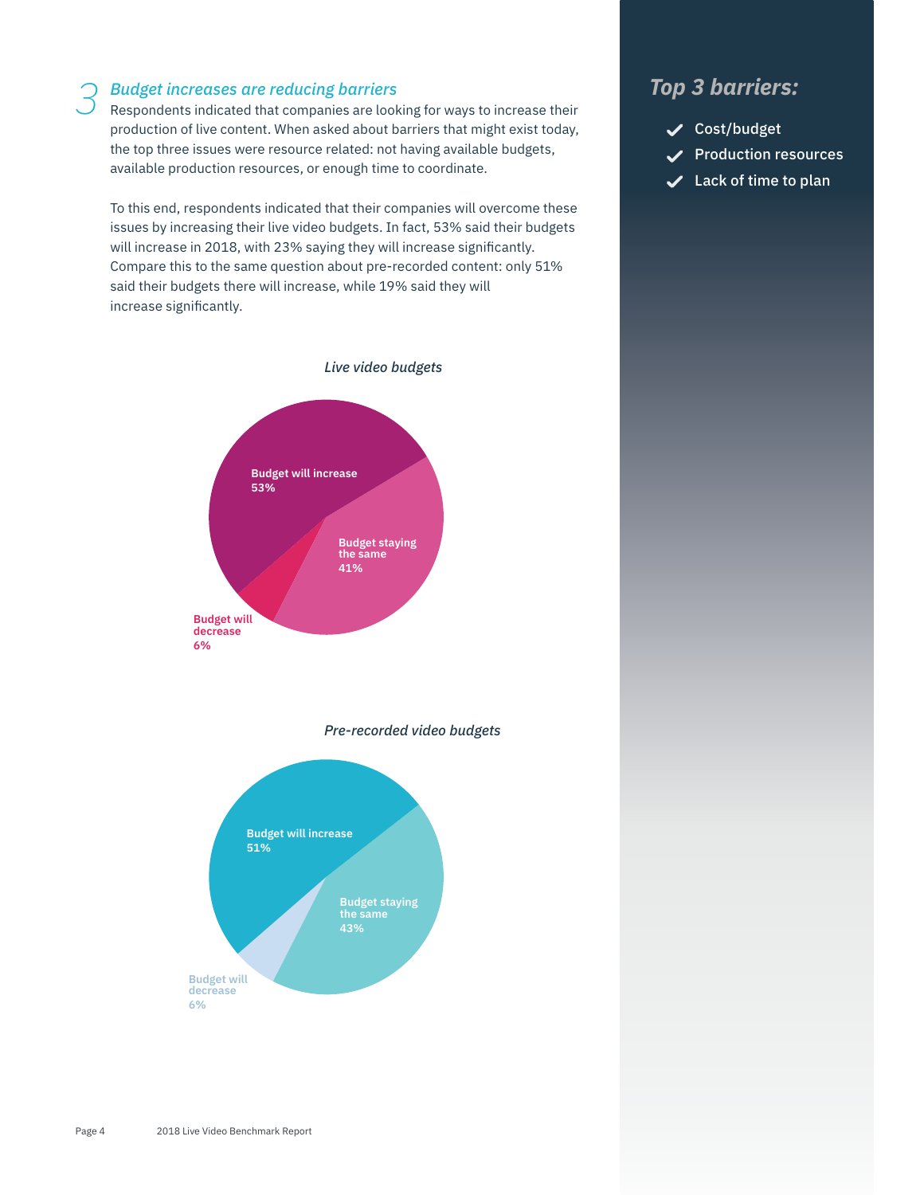## 3 *Budget increases are reducing barriers*

Respondents indicated that companies are looking for ways to increase their production of live content. When asked about barriers that might exist today, the top three issues were resource related: not having available budgets, available production resources, or enough time to coordinate.

To this end, respondents indicated that their companies will overcome these issues by increasing their live video budgets. In fact, 53% said their budgets will increase in 2018, with 23% saying they will increase significantly. Compare this to the same question about pre-recorded content: only 51% said their budgets there will increase, while 19% said they will increase significantly.

*Live video budgets*

- Budget will increase 53%
- Budget staying the same 41%
- Budget will decrease 6%

*Pre-recorded video budgets*

- Budget will increase 51%
- Budget staying the same 43%
- Budget will decrease 6%

### *Top 3 barriers:*

- ✓ Cost/budget
- ✓ Production resources
- ✓ Lack of time to plan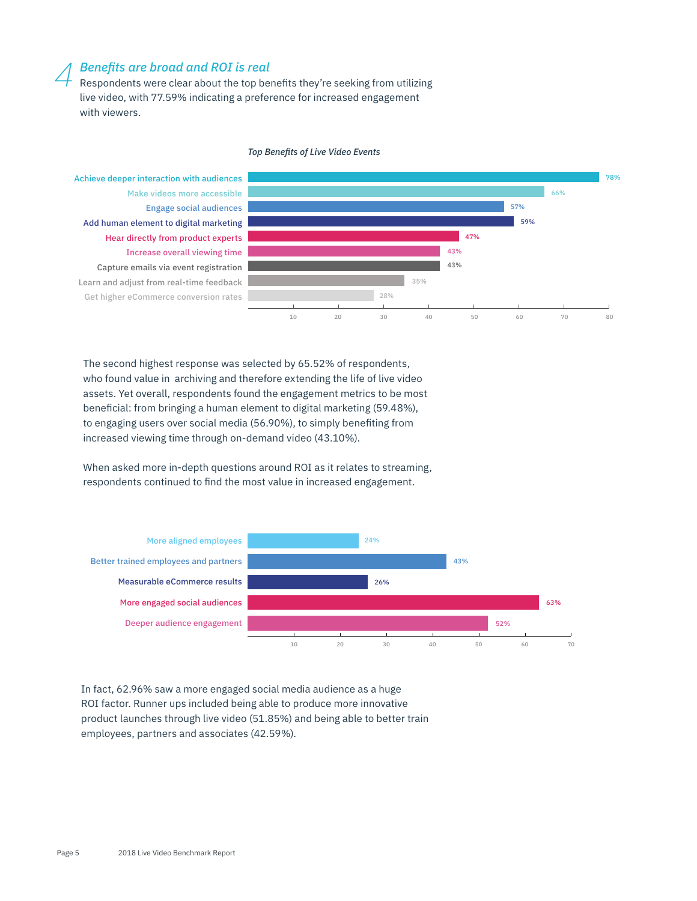## 4 *Benefits are broad and ROI is real*

Respondents were clear about the top benefits they're seeking from utilizing live video, with 77.59% indicating a preference for increased engagement with viewers.

*Top Benefits of Live Video Events*

| Benefit | % |
|---|---|
| Achieve deeper interaction with audiences | 78% |
| Make videos more accessible | 66% |
| Engage social audiences | 57% |
| Add human element to digital marketing | 59% |
| Hear directly from product experts | 47% |
| Increase overall viewing time | 43% |
| Capture emails via event registration | 43% |
| Learn and adjust from real-time feedback | 35% |
| Get higher eCommerce conversion rates | 28% |

The second highest response was selected by 65.52% of respondents, who found value in archiving and therefore extending the life of live video assets. Yet overall, respondents found the engagement metrics to be most beneficial: from bringing a human element to digital marketing (59.48%), to engaging users over social media (56.90%), to simply benefiting from increased viewing time through on-demand video (43.10%).

When asked more in-depth questions around ROI as it relates to streaming, respondents continued to find the most value in increased engagement.

| ROI factor | % |
|---|---|
| More aligned employees | 24% |
| Better trained employees and partners | 43% |
| Measurable eCommerce results | 26% |
| More engaged social audiences | 63% |
| Deeper audience engagement | 52% |

In fact, 62.96% saw a more engaged social media audience as a huge ROI factor. Runner ups included being able to produce more innovative product launches through live video (51.85%) and being able to better train employees, partners and associates (42.59%).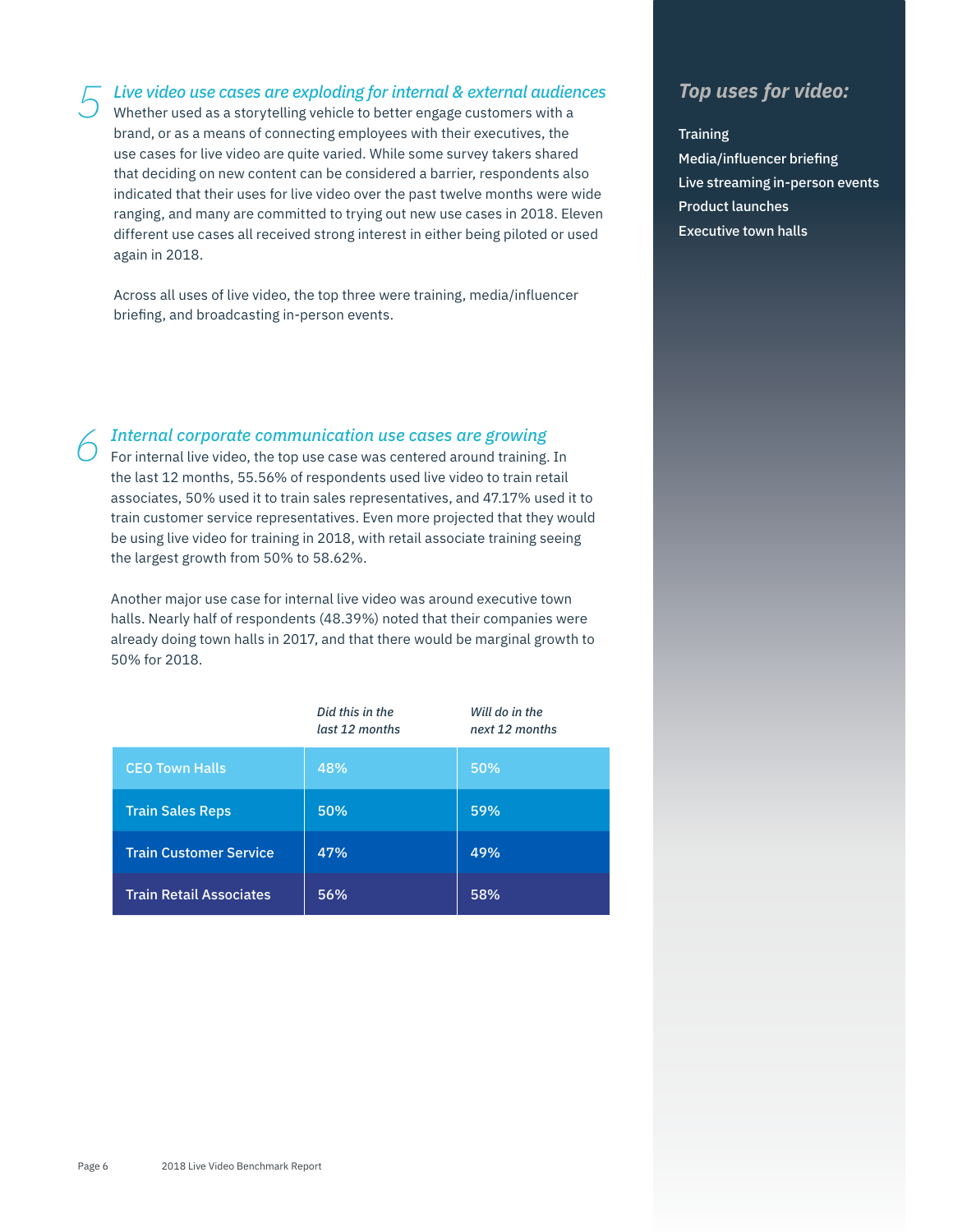## 5 *Live video use cases are exploding for internal & external audiences*

Whether used as a storytelling vehicle to better engage customers with a brand, or as a means of connecting employees with their executives, the use cases for live video are quite varied. While some survey takers shared that deciding on new content can be considered a barrier, respondents also indicated that their uses for live video over the past twelve months were wide ranging, and many are committed to trying out new use cases in 2018. Eleven different use cases all received strong interest in either being piloted or used again in 2018.

Across all uses of live video, the top three were training, media/influencer briefing, and broadcasting in-person events.

## 6 *Internal corporate communication use cases are growing*

For internal live video, the top use case was centered around training. In the last 12 months, 55.56% of respondents used live video to train retail associates, 50% used it to train sales representatives, and 47.17% used it to train customer service representatives. Even more projected that they would be using live video for training in 2018, with retail associate training seeing the largest growth from 50% to 58.62%.

Another major use case for internal live video was around executive town halls. Nearly half of respondents (48.39%) noted that their companies were already doing town halls in 2017, and that there would be marginal growth to 50% for 2018.

| | *Did this in the last 12 months* | *Will do in the next 12 months* |
|---|---|---|
| CEO Town Halls | 48% | 50% |
| Train Sales Reps | 50% | 59% |
| Train Customer Service | 47% | 49% |
| Train Retail Associates | 56% | 58% |

### *Top uses for video:*

- Training
- Media/influencer briefing
- Live streaming in-person events
- Product launches
- Executive town halls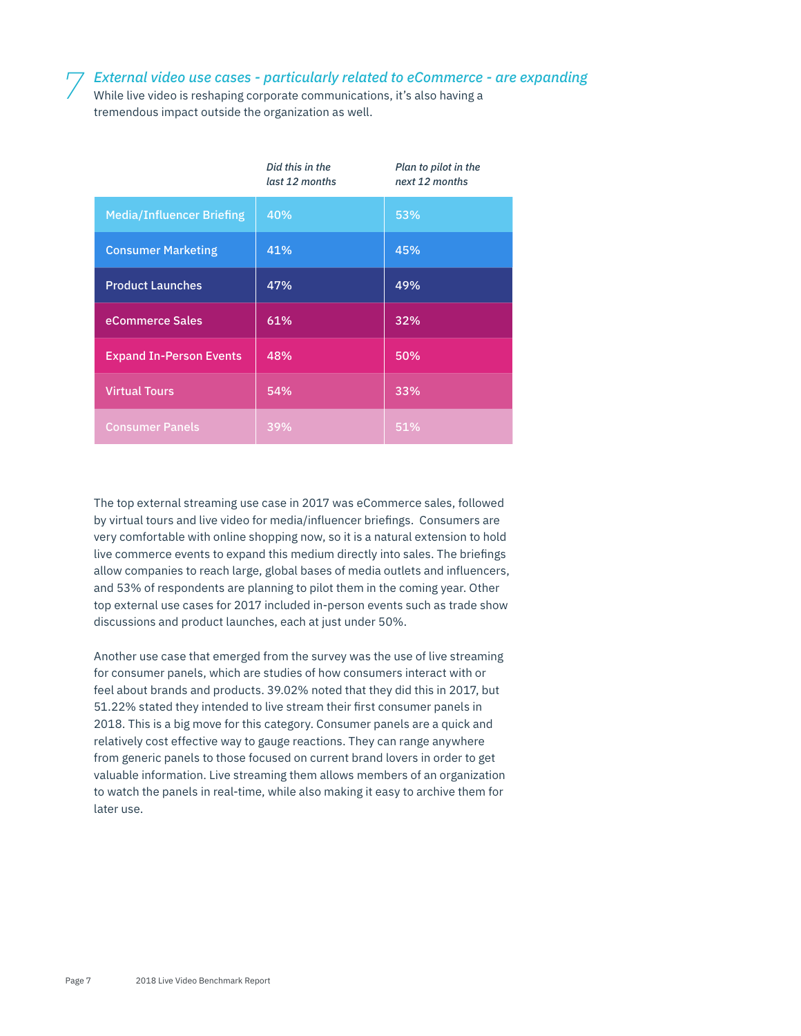## 7 *External video use cases - particularly related to eCommerce - are expanding*

While live video is reshaping corporate communications, it's also having a tremendous impact outside the organization as well.

| | *Did this in the last 12 months* | *Plan to pilot in the next 12 months* |
|---|---|---|
| Media/Influencer Briefing | 40% | 53% |
| Consumer Marketing | 41% | 45% |
| Product Launches | 47% | 49% |
| eCommerce Sales | 61% | 32% |
| Expand In-Person Events | 48% | 50% |
| Virtual Tours | 54% | 33% |
| Consumer Panels | 39% | 51% |

The top external streaming use case in 2017 was eCommerce sales, followed by virtual tours and live video for media/influencer briefings. Consumers are very comfortable with online shopping now, so it is a natural extension to hold live commerce events to expand this medium directly into sales. The briefings allow companies to reach large, global bases of media outlets and influencers, and 53% of respondents are planning to pilot them in the coming year. Other top external use cases for 2017 included in-person events such as trade show discussions and product launches, each at just under 50%.

Another use case that emerged from the survey was the use of live streaming for consumer panels, which are studies of how consumers interact with or feel about brands and products. 39.02% noted that they did this in 2017, but 51.22% stated they intended to live stream their first consumer panels in 2018. This is a big move for this category. Consumer panels are a quick and relatively cost effective way to gauge reactions. They can range anywhere from generic panels to those focused on current brand lovers in order to get valuable information. Live streaming them allows members of an organization to watch the panels in real-time, while also making it easy to archive them for later use.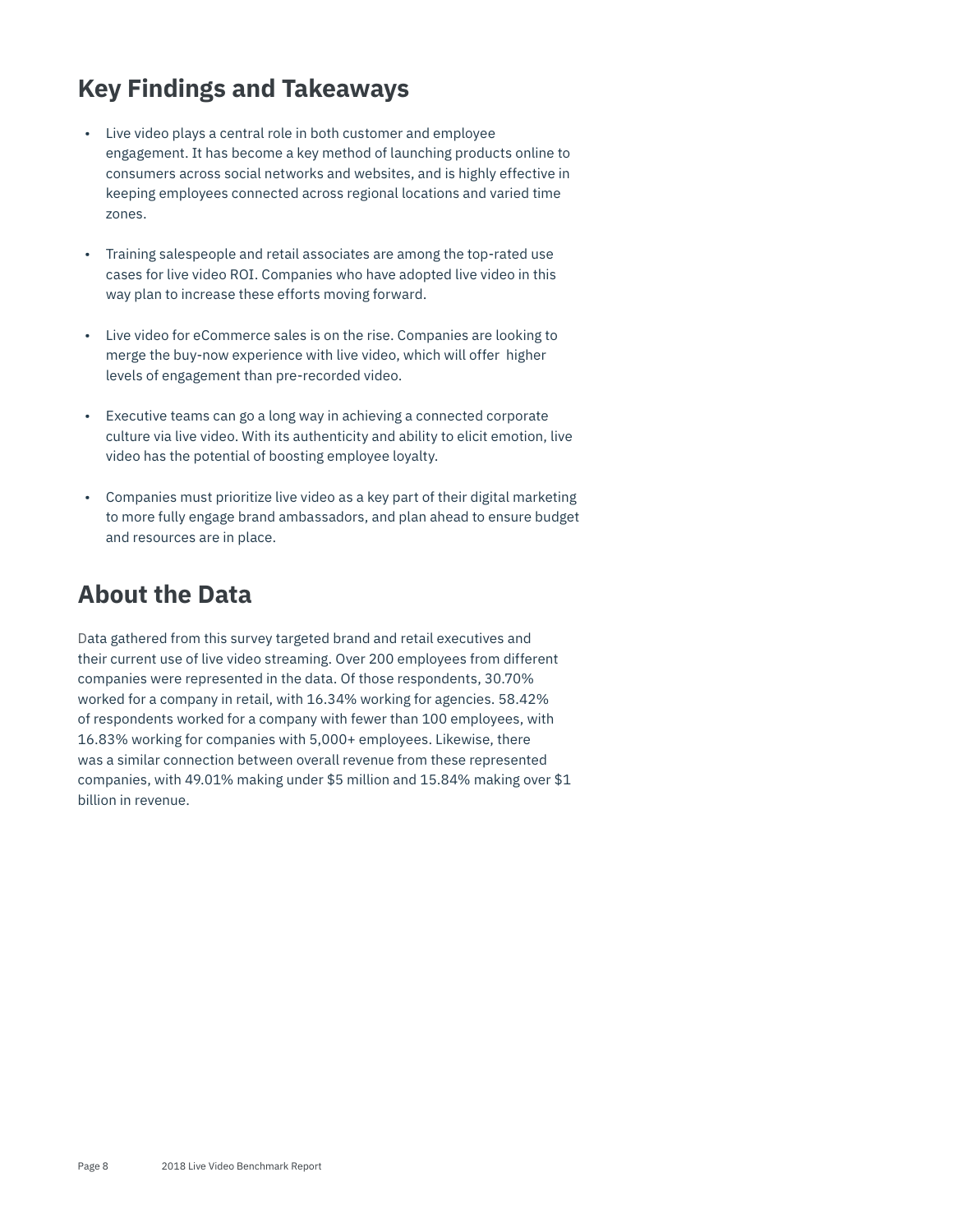## Key Findings and Takeaways

- Live video plays a central role in both customer and employee engagement. It has become a key method of launching products online to consumers across social networks and websites, and is highly effective in keeping employees connected across regional locations and varied time zones.

- Training salespeople and retail associates are among the top-rated use cases for live video ROI. Companies who have adopted live video in this way plan to increase these efforts moving forward.

- Live video for eCommerce sales is on the rise. Companies are looking to merge the buy-now experience with live video, which will offer higher levels of engagement than pre-recorded video.

- Executive teams can go a long way in achieving a connected corporate culture via live video. With its authenticity and ability to elicit emotion, live video has the potential of boosting employee loyalty.

- Companies must prioritize live video as a key part of their digital marketing to more fully engage brand ambassadors, and plan ahead to ensure budget and resources are in place.

## About the Data

Data gathered from this survey targeted brand and retail executives and their current use of live video streaming. Over 200 employees from different companies were represented in the data. Of those respondents, 30.70% worked for a company in retail, with 16.34% working for agencies. 58.42% of respondents worked for a company with fewer than 100 employees, with 16.83% working for companies with 5,000+ employees. Likewise, there was a similar connection between overall revenue from these represented companies, with 49.01% making under $5 million and 15.84% making over $1 billion in revenue.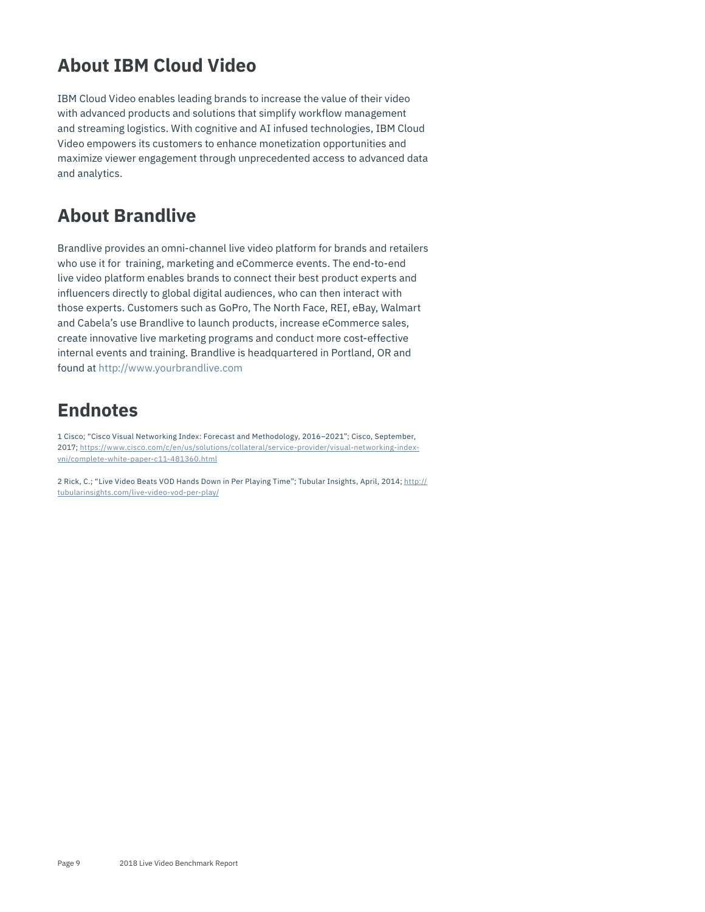## About IBM Cloud Video

IBM Cloud Video enables leading brands to increase the value of their video with advanced products and solutions that simplify workflow management and streaming logistics. With cognitive and AI infused technologies, IBM Cloud Video empowers its customers to enhance monetization opportunities and maximize viewer engagement through unprecedented access to advanced data and analytics.

## About Brandlive

Brandlive provides an omni-channel live video platform for brands and retailers who use it for training, marketing and eCommerce events. The end-to-end live video platform enables brands to connect their best product experts and influencers directly to global digital audiences, who can then interact with those experts. Customers such as GoPro, The North Face, REI, eBay, Walmart and Cabela's use Brandlive to launch products, increase eCommerce sales, create innovative live marketing programs and conduct more cost-effective internal events and training. Brandlive is headquartered in Portland, OR and found at http://www.yourbrandlive.com

## Endnotes

1 Cisco; "Cisco Visual Networking Index: Forecast and Methodology, 2016–2021"; Cisco, September, 2017; https://www.cisco.com/c/en/us/solutions/collateral/service-provider/visual-networking-index-vni/complete-white-paper-c11-481360.html

2 Rick, C.; "Live Video Beats VOD Hands Down in Per Playing Time"; Tubular Insights, April, 2014; http://tubularinsights.com/live-video-vod-per-play/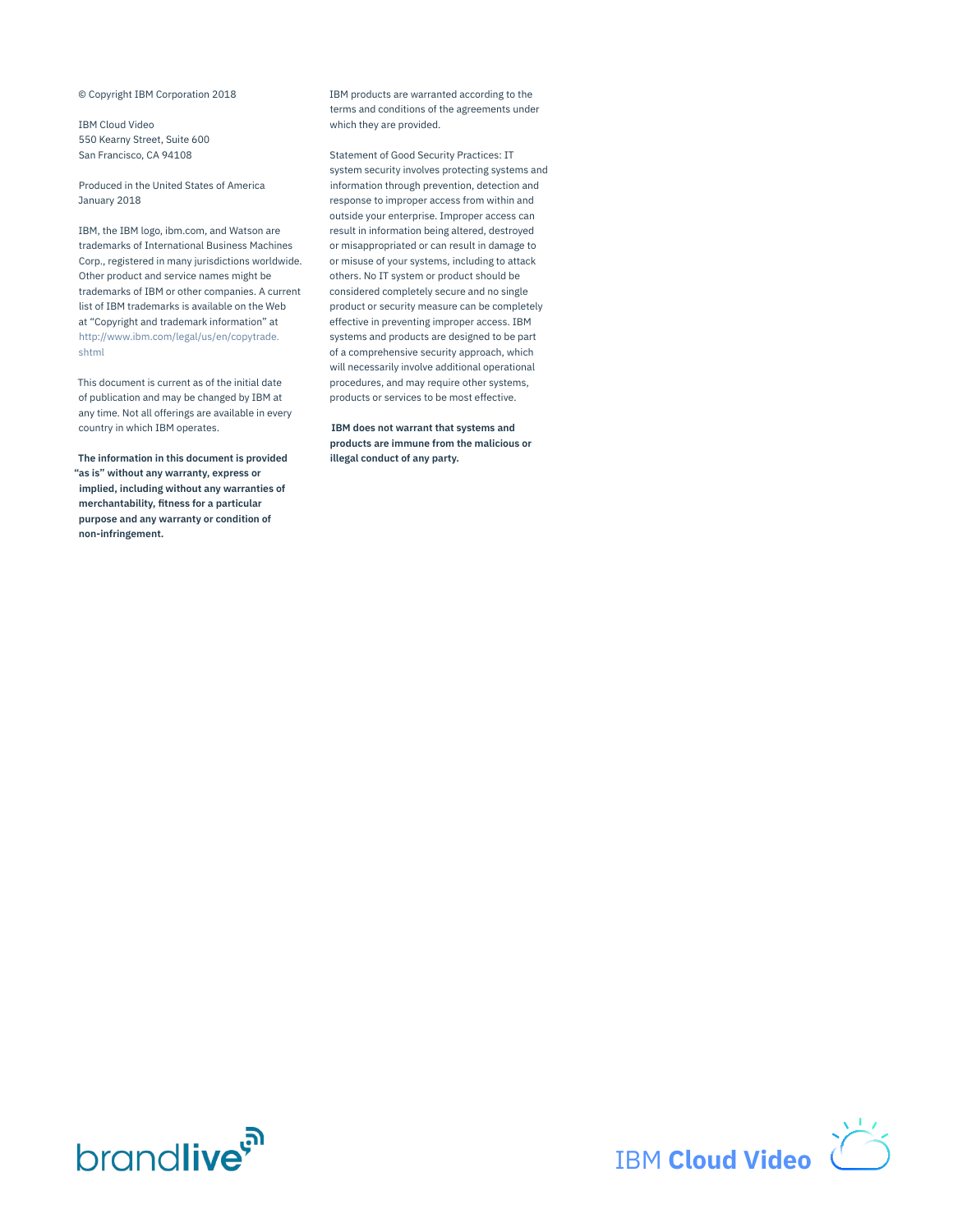© Copyright IBM Corporation 2018

IBM Cloud Video
550 Kearny Street, Suite 600
San Francisco, CA 94108

Produced in the United States of America
January 2018

IBM, the IBM logo, ibm.com, and Watson are trademarks of International Business Machines Corp., registered in many jurisdictions worldwide. Other product and service names might be trademarks of IBM or other companies. A current list of IBM trademarks is available on the Web at "Copyright and trademark information" at http://www.ibm.com/legal/us/en/copytrade.shtml

This document is current as of the initial date of publication and may be changed by IBM at any time. Not all offerings are available in every country in which IBM operates.

**The information in this document is provided "as is" without any warranty, express or implied, including without any warranties of merchantability, fitness for a particular purpose and any warranty or condition of non-infringement.**

IBM products are warranted according to the terms and conditions of the agreements under which they are provided.

Statement of Good Security Practices: IT system security involves protecting systems and information through prevention, detection and response to improper access from within and outside your enterprise. Improper access can result in information being altered, destroyed or misappropriated or can result in damage to or misuse of your systems, including to attack others. No IT system or product should be considered completely secure and no single product or security measure can be completely effective in preventing improper access. IBM systems and products are designed to be part of a comprehensive security approach, which will necessarily involve additional operational procedures, and may require other systems, products or services to be most effective.

**IBM does not warrant that systems and products are immune from the malicious or illegal conduct of any party.**

brandlive

IBM **Cloud Video**